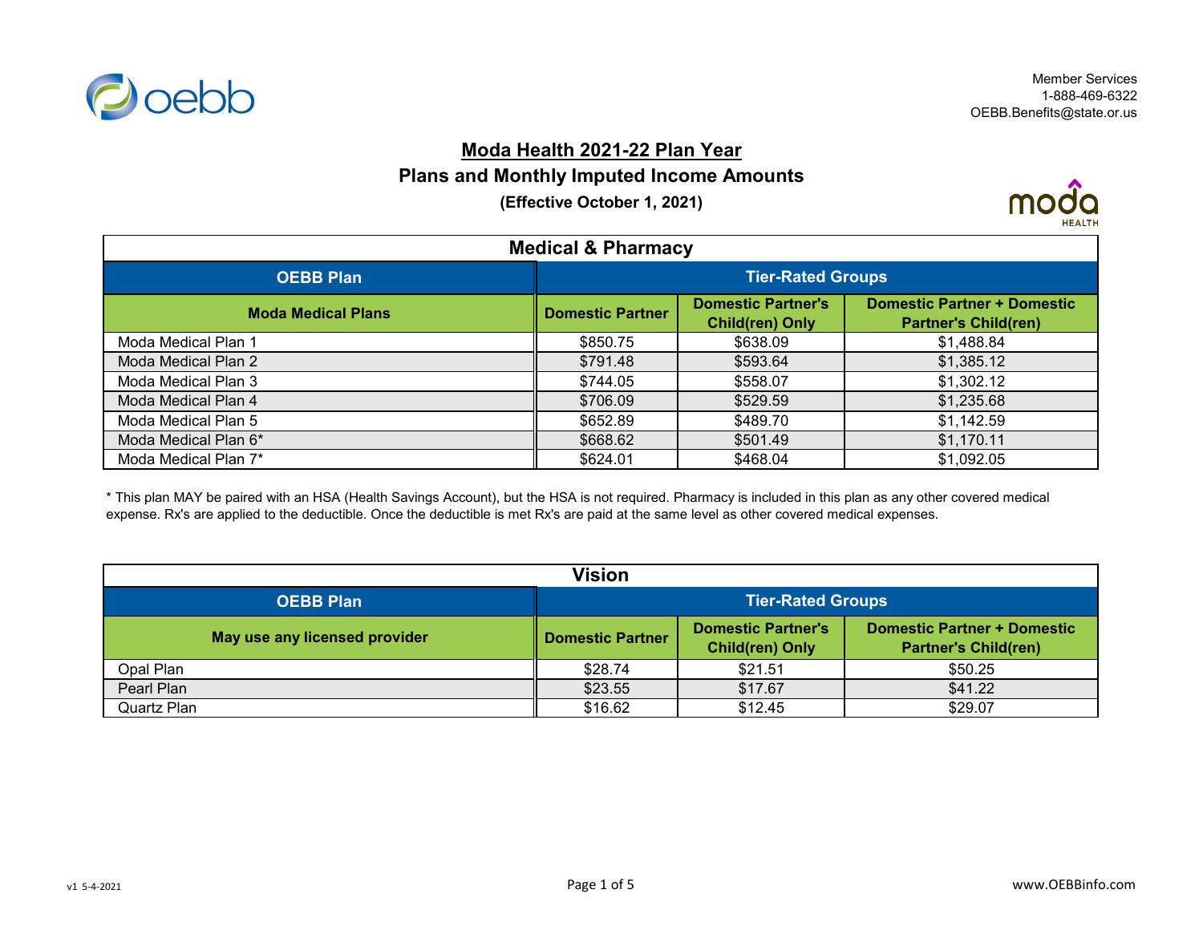Member Services
1-888-469-6322
OEBB.Benefits@state.or.us

# Moda Health 2021-22 Plan Year

## Plans and Monthly Imputed Income Amounts

**(Effective October 1, 2021)**

| Medical & Pharmacy | | | |
|---|---|---|---|
| **OEBB Plan** | **Tier-Rated Groups** | | |
| **Moda Medical Plans** | **Domestic Partner** | **Domestic Partner's Child(ren) Only** | **Domestic Partner + Domestic Partner's Child(ren)** |
| Moda Medical Plan 1 | $850.75 | $638.09 | $1,488.84 |
| Moda Medical Plan 2 | $791.48 | $593.64 | $1,385.12 |
| Moda Medical Plan 3 | $744.05 | $558.07 | $1,302.12 |
| Moda Medical Plan 4 | $706.09 | $529.59 | $1,235.68 |
| Moda Medical Plan 5 | $652.89 | $489.70 | $1,142.59 |
| Moda Medical Plan 6* | $668.62 | $501.49 | $1,170.11 |
| Moda Medical Plan 7* | $624.01 | $468.04 | $1,092.05 |

* This plan MAY be paired with an HSA (Health Savings Account), but the HSA is not required. Pharmacy is included in this plan as any other covered medical expense. Rx's are applied to the deductible. Once the deductible is met Rx's are paid at the same level as other covered medical expenses.

| Vision | | | |
|---|---|---|---|
| **OEBB Plan** | **Tier-Rated Groups** | | |
| **May use any licensed provider** | **Domestic Partner** | **Domestic Partner's Child(ren) Only** | **Domestic Partner + Domestic Partner's Child(ren)** |
| Opal Plan | $28.74 | $21.51 | $50.25 |
| Pearl Plan | $23.55 | $17.67 | $41.22 |
| Quartz Plan | $16.62 | $12.45 | $29.07 |

v1 5-4-2021

www.OEBBinfo.com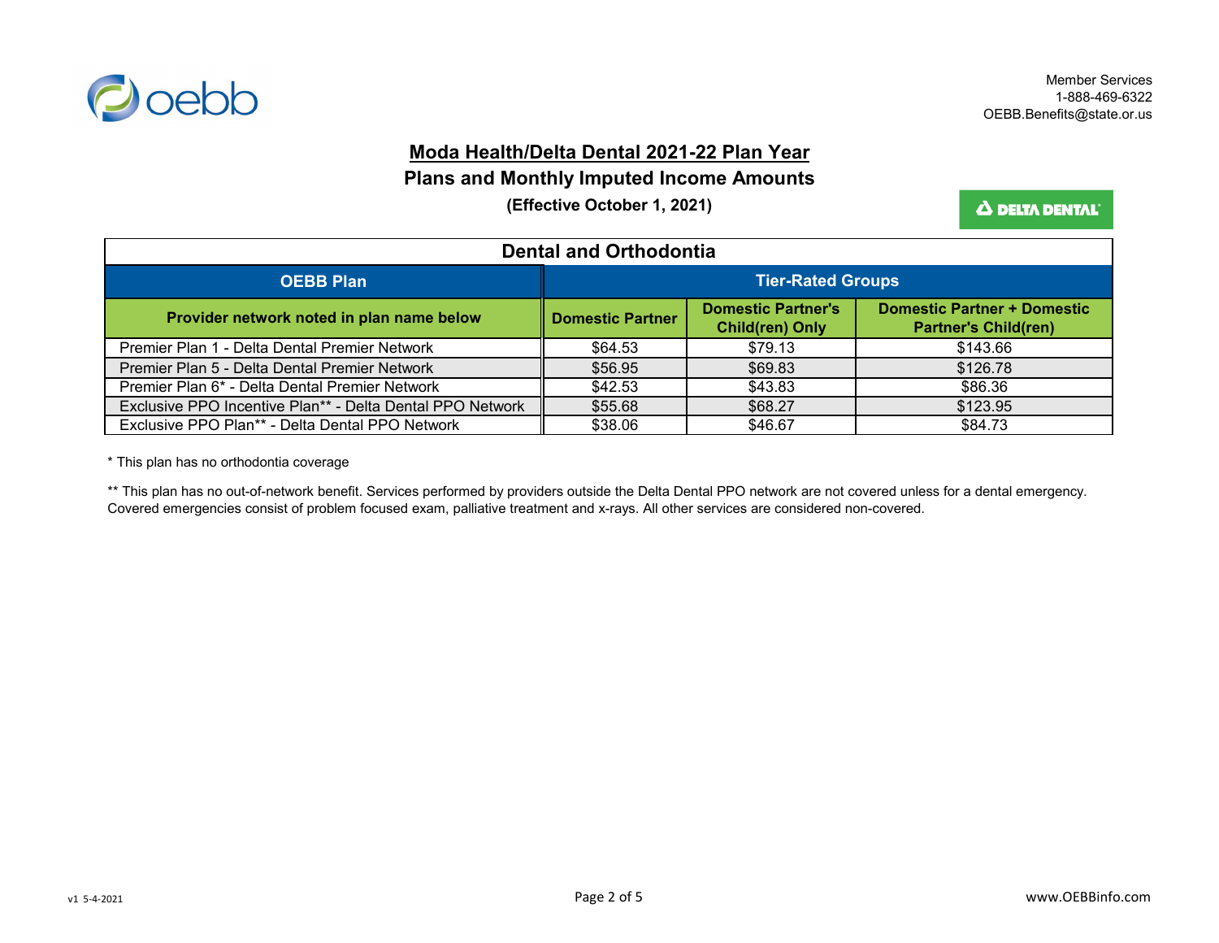Member Services
1-888-469-6322
OEBB.Benefits@state.or.us

# Moda Health/Delta Dental 2021-22 Plan Year

## Plans and Monthly Imputed Income Amounts

### (Effective October 1, 2021)

| Dental and Orthodontia | | | |
|---|---|---|---|
| **OEBB Plan** | **Tier-Rated Groups** | | |
| **Provider network noted in plan name below** | **Domestic Partner** | **Domestic Partner's Child(ren) Only** | **Domestic Partner + Domestic Partner's Child(ren)** |
| Premier Plan 1 - Delta Dental Premier Network | $64.53 | $79.13 | $143.66 |
| Premier Plan 5 - Delta Dental Premier Network | $56.95 | $69.83 | $126.78 |
| Premier Plan 6* - Delta Dental Premier Network | $42.53 | $43.83 | $86.36 |
| Exclusive PPO Incentive Plan** - Delta Dental PPO Network | $55.68 | $68.27 | $123.95 |
| Exclusive PPO Plan** - Delta Dental PPO Network | $38.06 | $46.67 | $84.73 |

* This plan has no orthodontia coverage

** This plan has no out-of-network benefit. Services performed by providers outside the Delta Dental PPO network are not covered unless for a dental emergency. Covered emergencies consist of problem focused exam, palliative treatment and x-rays. All other services are considered non-covered.

v1 5-4-2021

www.OEBBinfo.com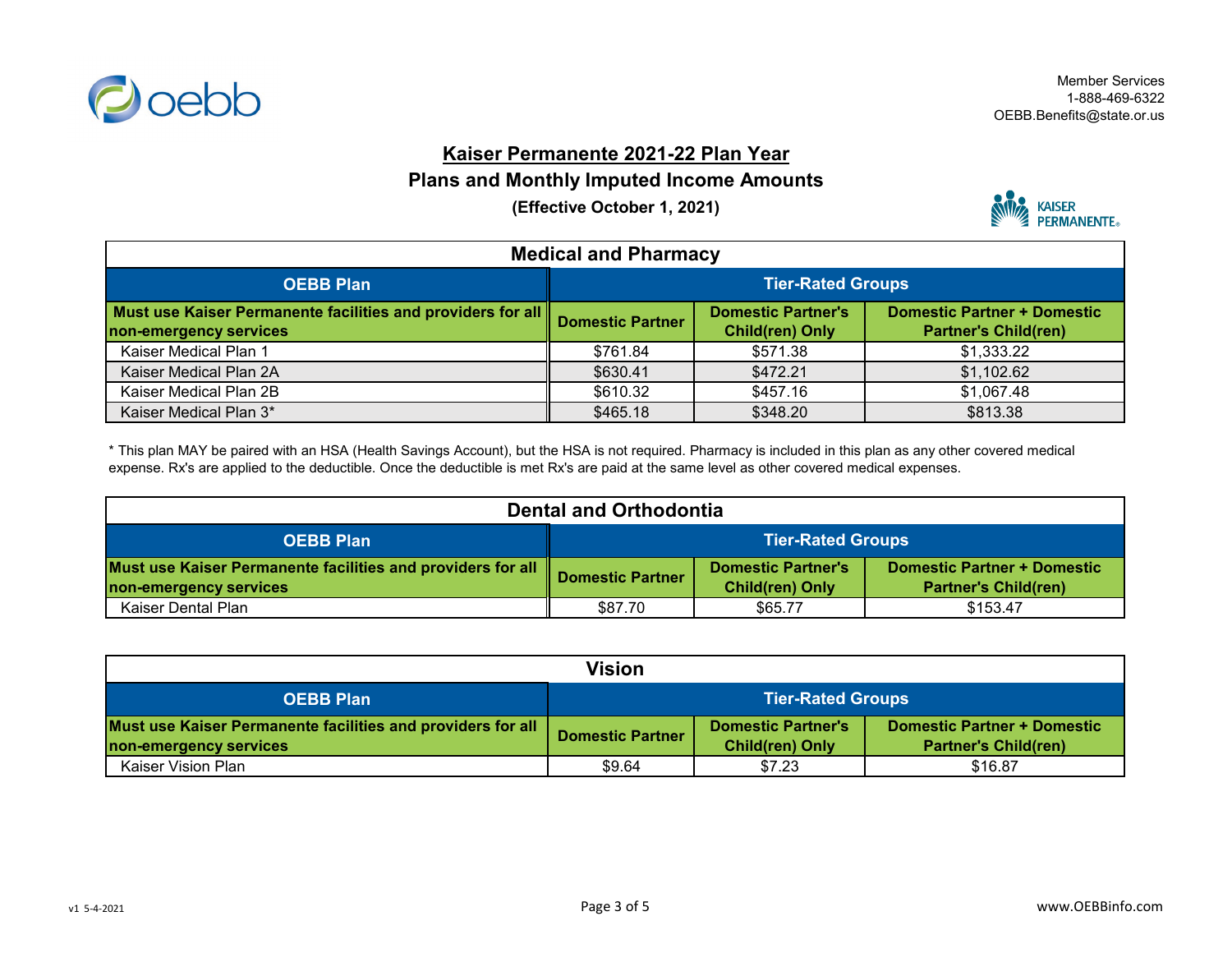Member Services
1-888-469-6322
OEBB.Benefits@state.or.us

# Kaiser Permanente 2021-22 Plan Year

## Plans and Monthly Imputed Income Amounts

**(Effective October 1, 2021)**

| Medical and Pharmacy | | | |
|---|---|---|---|
| **OEBB Plan** | **Tier-Rated Groups** | | |
| **Must use Kaiser Permanente facilities and providers for all non-emergency services** | **Domestic Partner** | **Domestic Partner's Child(ren) Only** | **Domestic Partner + Domestic Partner's Child(ren)** |
| Kaiser Medical Plan 1 | $761.84 | $571.38 | $1,333.22 |
| Kaiser Medical Plan 2A | $630.41 | $472.21 | $1,102.62 |
| Kaiser Medical Plan 2B | $610.32 | $457.16 | $1,067.48 |
| Kaiser Medical Plan 3* | $465.18 | $348.20 | $813.38 |

* This plan MAY be paired with an HSA (Health Savings Account), but the HSA is not required. Pharmacy is included in this plan as any other covered medical expense. Rx's are applied to the deductible. Once the deductible is met Rx's are paid at the same level as other covered medical expenses.

| Dental and Orthodontia | | | |
|---|---|---|---|
| **OEBB Plan** | **Tier-Rated Groups** | | |
| **Must use Kaiser Permanente facilities and providers for all non-emergency services** | **Domestic Partner** | **Domestic Partner's Child(ren) Only** | **Domestic Partner + Domestic Partner's Child(ren)** |
| Kaiser Dental Plan | $87.70 | $65.77 | $153.47 |

| Vision | | | |
|---|---|---|---|
| **OEBB Plan** | **Tier-Rated Groups** | | |
| **Must use Kaiser Permanente facilities and providers for all non-emergency services** | **Domestic Partner** | **Domestic Partner's Child(ren) Only** | **Domestic Partner + Domestic Partner's Child(ren)** |
| Kaiser Vision Plan | $9.64 | $7.23 | $16.87 |

v1 5-4-2021

www.OEBBinfo.com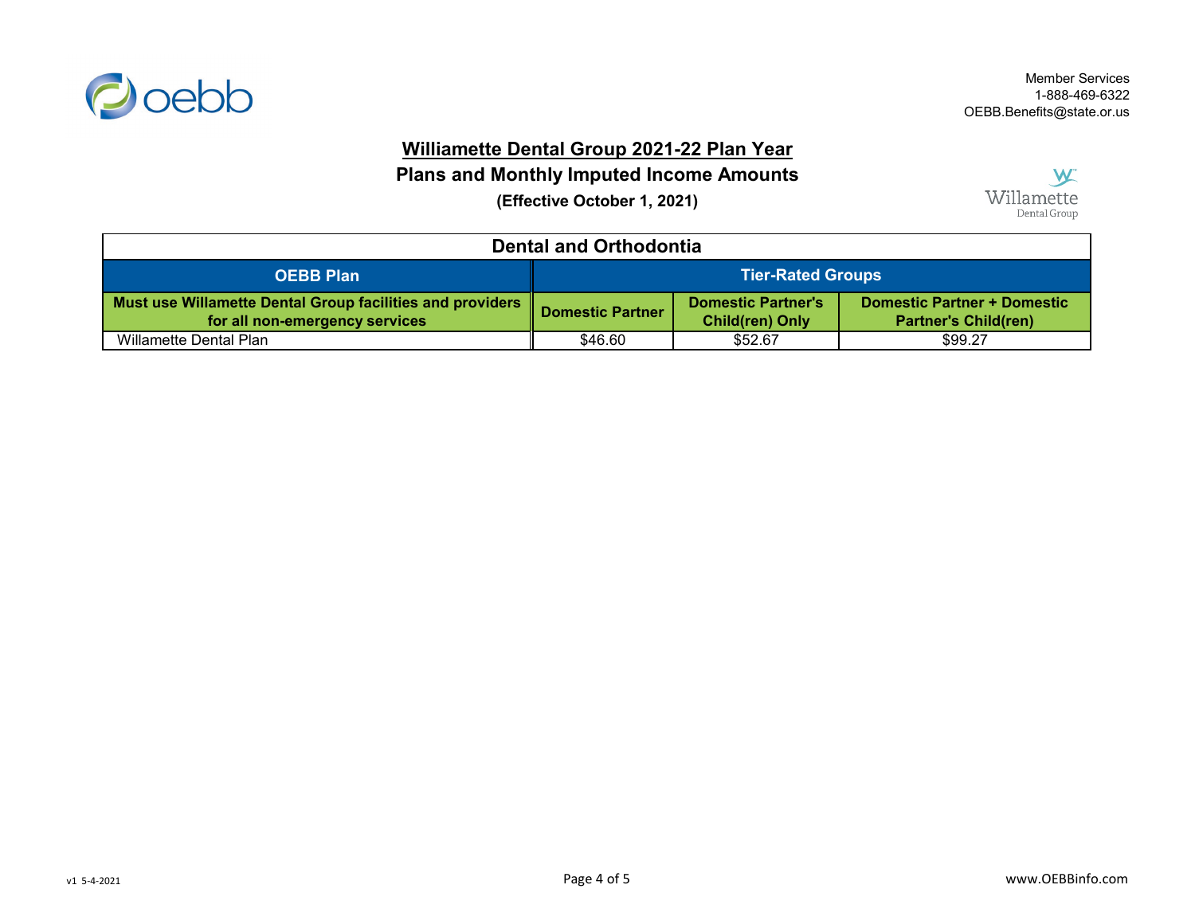Member Services
1-888-469-6322
OEBB.Benefits@state.or.us

# Williamette Dental Group 2021-22 Plan Year

## Plans and Monthly Imputed Income Amounts

**(Effective October 1, 2021)**

| Dental and Orthodontia | | | |
|---|---|---|---|
| **OEBB Plan** | **Tier-Rated Groups** | | |
| **Must use Willamette Dental Group facilities and providers for all non-emergency services** | **Domestic Partner** | **Domestic Partner's Child(ren) Only** | **Domestic Partner + Domestic Partner's Child(ren)** |
| Willamette Dental Plan | $46.60 | $52.67 | $99.27 |

v1 5-4-2021

www.OEBBinfo.com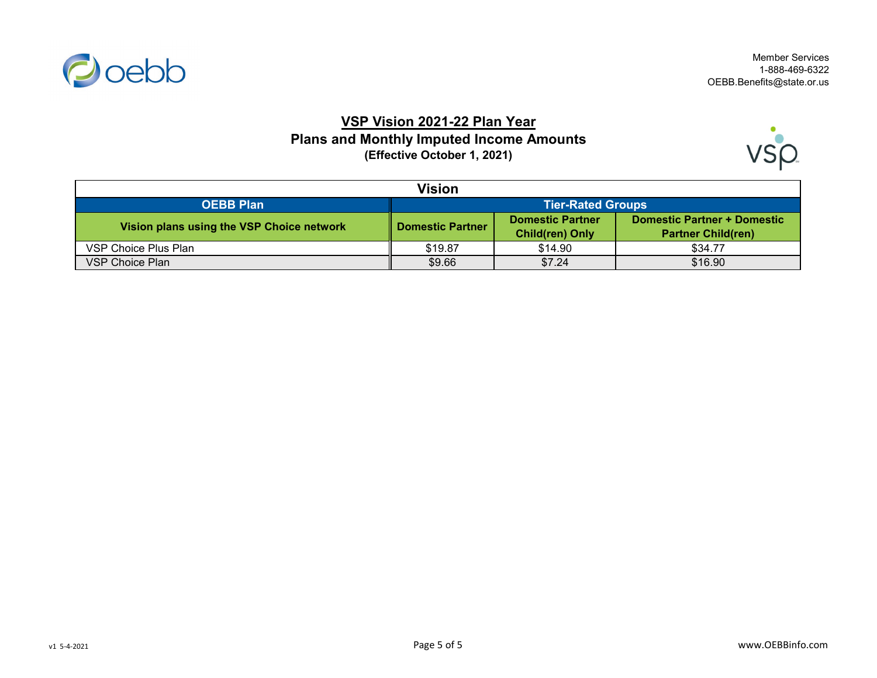Member Services
1-888-469-6322
OEBB.Benefits@state.or.us

## VSP Vision 2021-22 Plan Year

### Plans and Monthly Imputed Income Amounts

**(Effective October 1, 2021)**

| Vision | | | |
|---|---|---|---|
| **OEBB Plan** | **Tier-Rated Groups** | | |
| **Vision plans using the VSP Choice network** | **Domestic Partner** | **Domestic Partner Child(ren) Only** | **Domestic Partner + Domestic Partner Child(ren)** |
| VSP Choice Plus Plan | $19.87 | $14.90 | $34.77 |
| VSP Choice Plan | $9.66 | $7.24 | $16.90 |

v1 5-4-2021

www.OEBBinfo.com